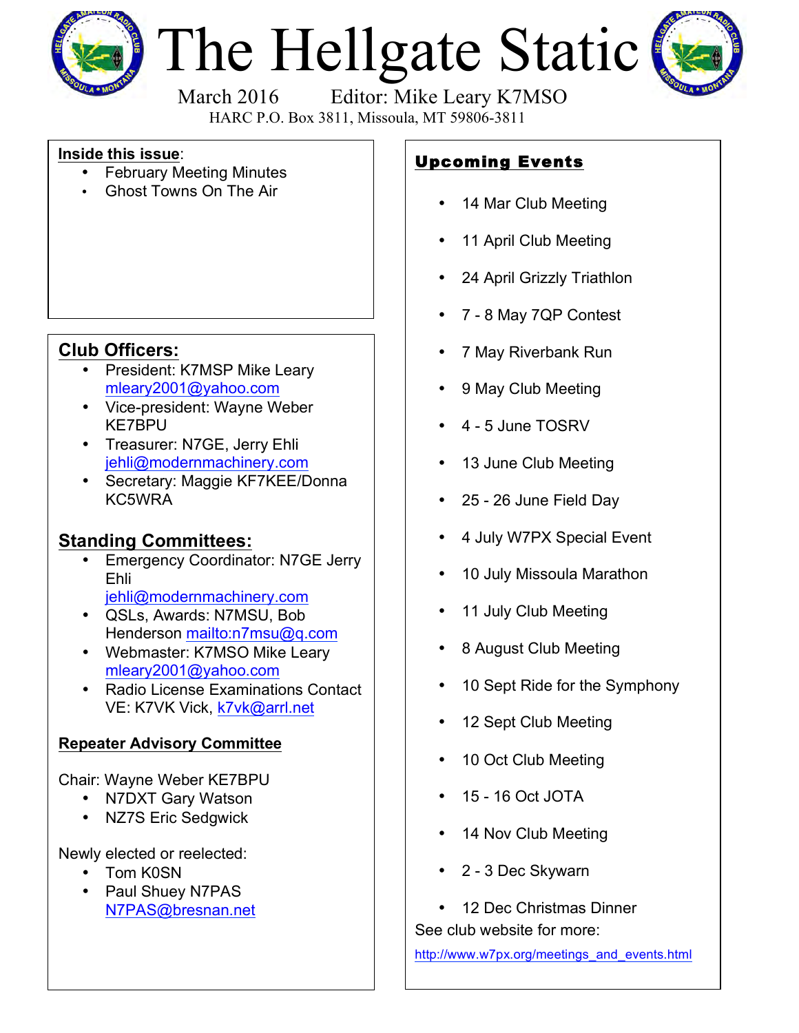# The Hellgate Static

March 2016 Editor: Mike Leary K7MSO

HARC P.O. Box 3811, Missoula, MT 59806-3811

**Inside this issue**:

- February Meeting Minutes
- Ghost Towns On The Air

## Club Officers:

- President: K7MSP Mike Leary mleary2001@yahoo.com
- Vice-president: Wayne Weber KE7BPU
- Treasurer: N7GE, Jerry Ehli jehli@modernmachinery.com
- Secretary: Maggie KF7KEE/Donna KC5WRA

## Standing Committees:

- Emergency Coordinator: N7GE Jerry Ehli jehli@modernmachinery.com
- QSLs, Awards: N7MSU, Bob Henderson mailto:n7msu@q.com
- Webmaster: K7MSO Mike Leary mleary2001@yahoo.com
- Radio License Examinations Contact VE: K7VK Vick, k7vk@arrl.net

### Repeater Advisory Committee

Chair: Wayne Weber KE7BPU

- N7DXT Gary Watson
- NZ7S Eric Sedgwick

Newly elected or reelected:

- Tom K0SN
- Paul Shuey N7PAS N7PAS@bresnan.net

## Upcoming Events

- 14 Mar Club Meeting
- 11 April Club Meeting
- 24 April Grizzly Triathlon
- 7 - 8 May 7QP Contest
- 7 May Riverbank Run
- 9 May Club Meeting
- 4 - 5 June TOSRV
- 13 June Club Meeting
- 25 - 26 June Field Day
- 4 July W7PX Special Event
- 10 July Missoula Marathon
- 11 July Club Meeting
- 8 August Club Meeting
- 10 Sept Ride for the Symphony
- 12 Sept Club Meeting
- 10 Oct Club Meeting
- 15 - 16 Oct JOTA
- 14 Nov Club Meeting
- 2 - 3 Dec Skywarn
- 12 Dec Christmas Dinner

See club website for more:

http://www.w7px.org/meetings_and_events.html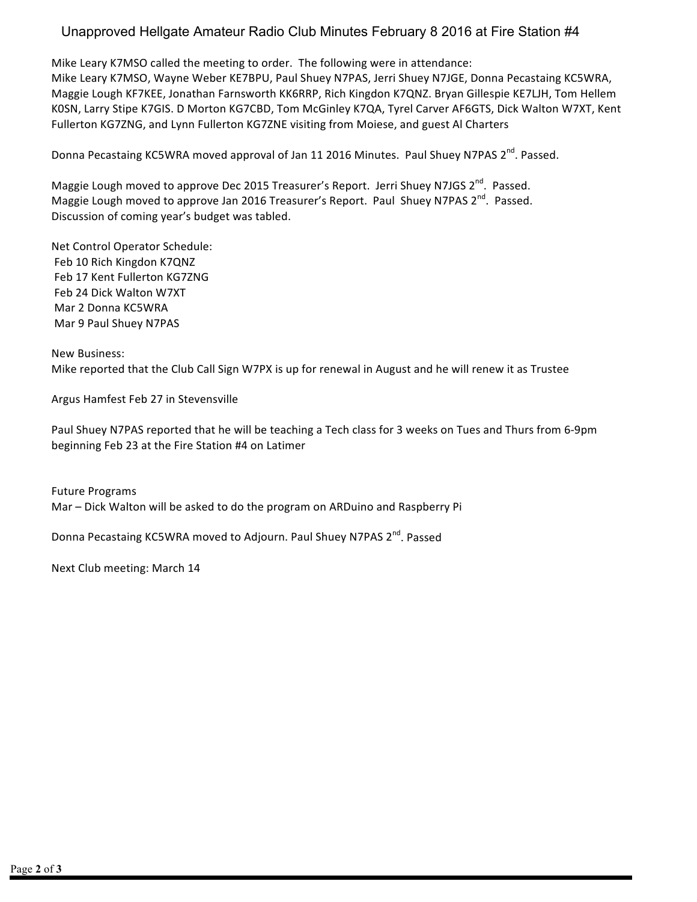# Unapproved Hellgate Amateur Radio Club Minutes February 8 2016 at Fire Station #4

Mike Leary K7MSO called the meeting to order. The following were in attendance:
Mike Leary K7MSO, Wayne Weber KE7BPU, Paul Shuey N7PAS, Jerri Shuey N7JGE, Donna Pecastaing KC5WRA, Maggie Lough KF7KEE, Jonathan Farnsworth KK6RRP, Rich Kingdon K7QNZ. Bryan Gillespie KE7LJH, Tom Hellem K0SN, Larry Stipe K7GIS. D Morton KG7CBD, Tom McGinley K7QA, Tyrel Carver AF6GTS, Dick Walton W7XT, Kent Fullerton KG7ZNG, and Lynn Fullerton KG7ZNE visiting from Moiese, and guest Al Charters

Donna Pecastaing KC5WRA moved approval of Jan 11 2016 Minutes. Paul Shuey N7PAS 2nd. Passed.

Maggie Lough moved to approve Dec 2015 Treasurer's Report. Jerri Shuey N7JGS 2nd. Passed.
Maggie Lough moved to approve Jan 2016 Treasurer's Report. Paul Shuey N7PAS 2nd. Passed.
Discussion of coming year's budget was tabled.

Net Control Operator Schedule:
- Feb 10 Rich Kingdon K7QNZ
- Feb 17 Kent Fullerton KG7ZNG
- Feb 24 Dick Walton W7XT
- Mar 2 Donna KC5WRA
- Mar 9 Paul Shuey N7PAS

New Business:
Mike reported that the Club Call Sign W7PX is up for renewal in August and he will renew it as Trustee

Argus Hamfest Feb 27 in Stevensville

Paul Shuey N7PAS reported that he will be teaching a Tech class for 3 weeks on Tues and Thurs from 6-9pm beginning Feb 23 at the Fire Station #4 on Latimer

Future Programs
Mar – Dick Walton will be asked to do the program on ARDuino and Raspberry Pi

Donna Pecastaing KC5WRA moved to Adjourn. Paul Shuey N7PAS 2nd. Passed

Next Club meeting: March 14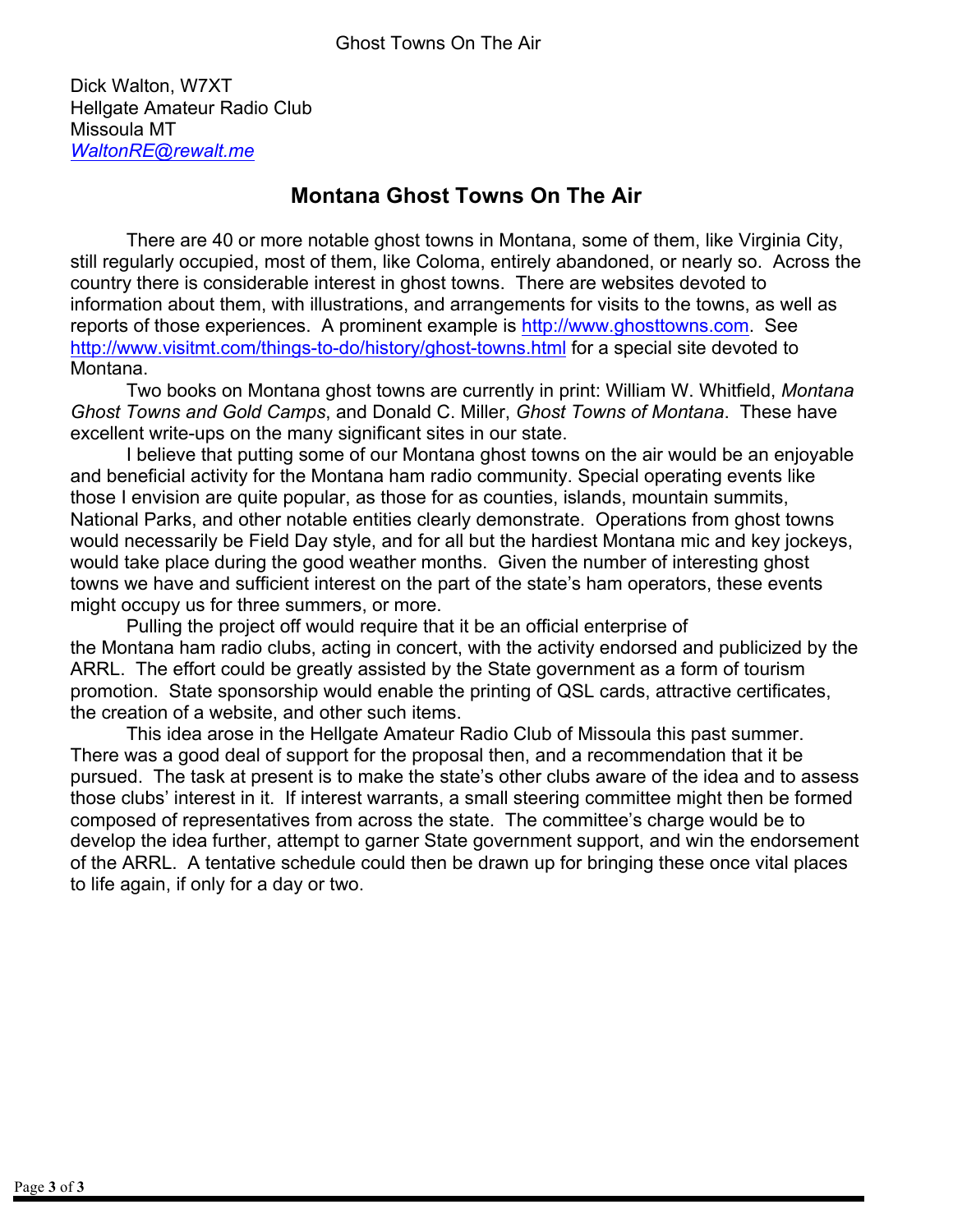Dick Walton, W7XT
Hellgate Amateur Radio Club
Missoula MT
*WaltonRE@rewalt.me*

## Montana Ghost Towns On The Air

There are 40 or more notable ghost towns in Montana, some of them, like Virginia City, still regularly occupied, most of them, like Coloma, entirely abandoned, or nearly so. Across the country there is considerable interest in ghost towns. There are websites devoted to information about them, with illustrations, and arrangements for visits to the towns, as well as reports of those experiences. A prominent example is http://www.ghosttowns.com. See http://www.visitmt.com/things-to-do/history/ghost-towns.html for a special site devoted to Montana.

Two books on Montana ghost towns are currently in print: William W. Whitfield, *Montana Ghost Towns and Gold Camps*, and Donald C. Miller, *Ghost Towns of Montana*. These have excellent write-ups on the many significant sites in our state.

I believe that putting some of our Montana ghost towns on the air would be an enjoyable and beneficial activity for the Montana ham radio community. Special operating events like those I envision are quite popular, as those for as counties, islands, mountain summits, National Parks, and other notable entities clearly demonstrate. Operations from ghost towns would necessarily be Field Day style, and for all but the hardiest Montana mic and key jockeys, would take place during the good weather months. Given the number of interesting ghost towns we have and sufficient interest on the part of the state's ham operators, these events might occupy us for three summers, or more.

Pulling the project off would require that it be an official enterprise of the Montana ham radio clubs, acting in concert, with the activity endorsed and publicized by the ARRL. The effort could be greatly assisted by the State government as a form of tourism promotion. State sponsorship would enable the printing of QSL cards, attractive certificates, the creation of a website, and other such items.

This idea arose in the Hellgate Amateur Radio Club of Missoula this past summer. There was a good deal of support for the proposal then, and a recommendation that it be pursued. The task at present is to make the state's other clubs aware of the idea and to assess those clubs' interest in it. If interest warrants, a small steering committee might then be formed composed of representatives from across the state. The committee's charge would be to develop the idea further, attempt to garner State government support, and win the endorsement of the ARRL. A tentative schedule could then be drawn up for bringing these once vital places to life again, if only for a day or two.